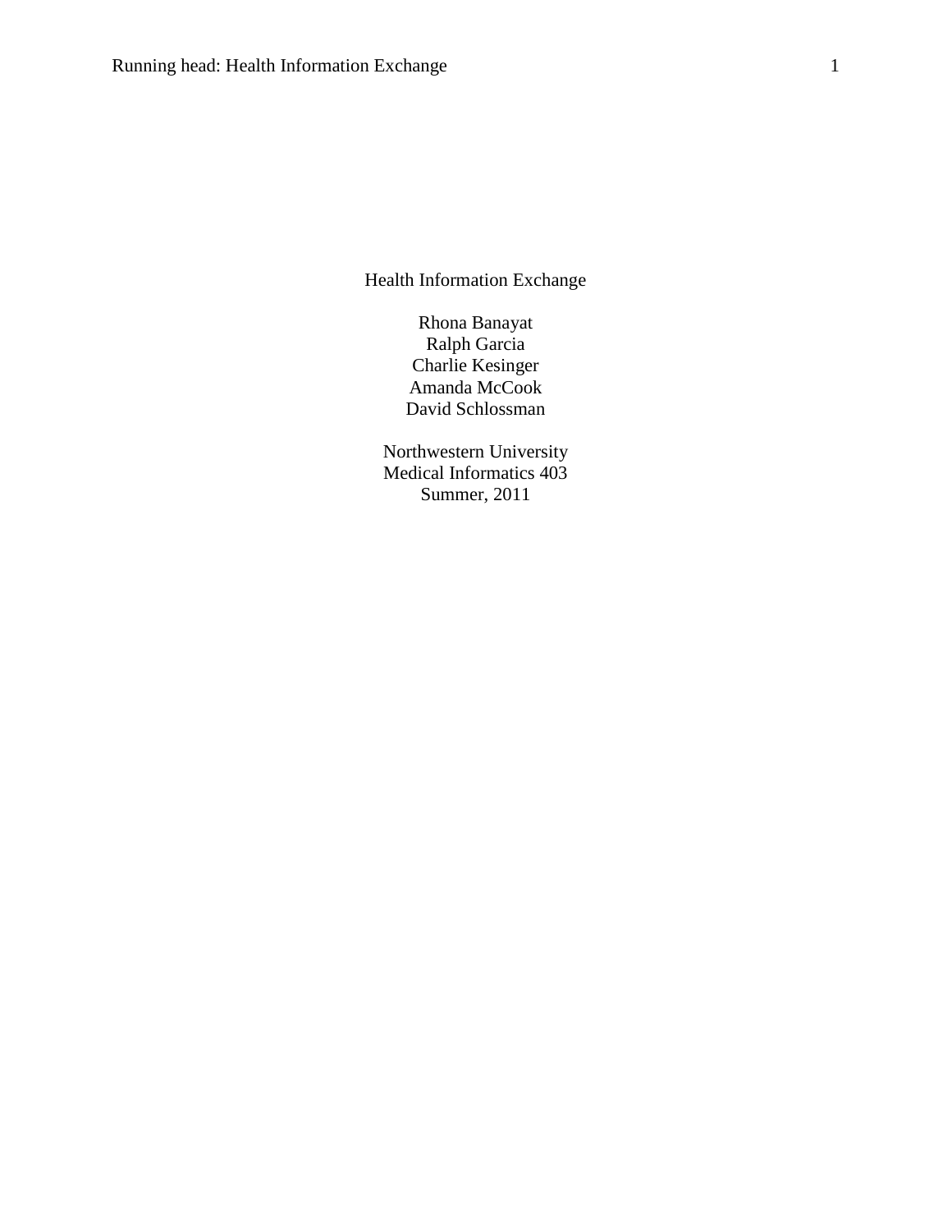# Health Information Exchange

Rhona Banayat
Ralph Garcia
Charlie Kesinger
Amanda McCook
David Schlossman

Northwestern University
Medical Informatics 403
Summer, 2011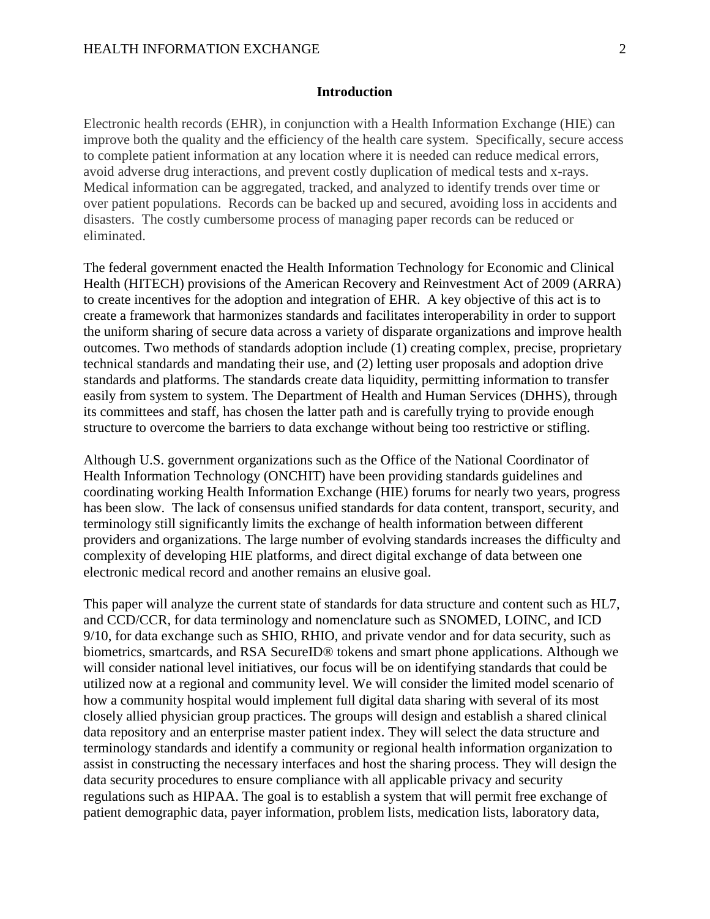## Introduction

Electronic health records (EHR), in conjunction with a Health Information Exchange (HIE) can improve both the quality and the efficiency of the health care system. Specifically, secure access to complete patient information at any location where it is needed can reduce medical errors, avoid adverse drug interactions, and prevent costly duplication of medical tests and x-rays. Medical information can be aggregated, tracked, and analyzed to identify trends over time or over patient populations. Records can be backed up and secured, avoiding loss in accidents and disasters. The costly cumbersome process of managing paper records can be reduced or eliminated.

The federal government enacted the Health Information Technology for Economic and Clinical Health (HITECH) provisions of the American Recovery and Reinvestment Act of 2009 (ARRA) to create incentives for the adoption and integration of EHR. A key objective of this act is to create a framework that harmonizes standards and facilitates interoperability in order to support the uniform sharing of secure data across a variety of disparate organizations and improve health outcomes. Two methods of standards adoption include (1) creating complex, precise, proprietary technical standards and mandating their use, and (2) letting user proposals and adoption drive standards and platforms. The standards create data liquidity, permitting information to transfer easily from system to system. The Department of Health and Human Services (DHHS), through its committees and staff, has chosen the latter path and is carefully trying to provide enough structure to overcome the barriers to data exchange without being too restrictive or stifling.

Although U.S. government organizations such as the Office of the National Coordinator of Health Information Technology (ONCHIT) have been providing standards guidelines and coordinating working Health Information Exchange (HIE) forums for nearly two years, progress has been slow. The lack of consensus unified standards for data content, transport, security, and terminology still significantly limits the exchange of health information between different providers and organizations. The large number of evolving standards increases the difficulty and complexity of developing HIE platforms, and direct digital exchange of data between one electronic medical record and another remains an elusive goal.

This paper will analyze the current state of standards for data structure and content such as HL7, and CCD/CCR, for data terminology and nomenclature such as SNOMED, LOINC, and ICD 9/10, for data exchange such as SHIO, RHIO, and private vendor and for data security, such as biometrics, smartcards, and RSA SecureID® tokens and smart phone applications. Although we will consider national level initiatives, our focus will be on identifying standards that could be utilized now at a regional and community level. We will consider the limited model scenario of how a community hospital would implement full digital data sharing with several of its most closely allied physician group practices. The groups will design and establish a shared clinical data repository and an enterprise master patient index. They will select the data structure and terminology standards and identify a community or regional health information organization to assist in constructing the necessary interfaces and host the sharing process. They will design the data security procedures to ensure compliance with all applicable privacy and security regulations such as HIPAA. The goal is to establish a system that will permit free exchange of patient demographic data, payer information, problem lists, medication lists, laboratory data,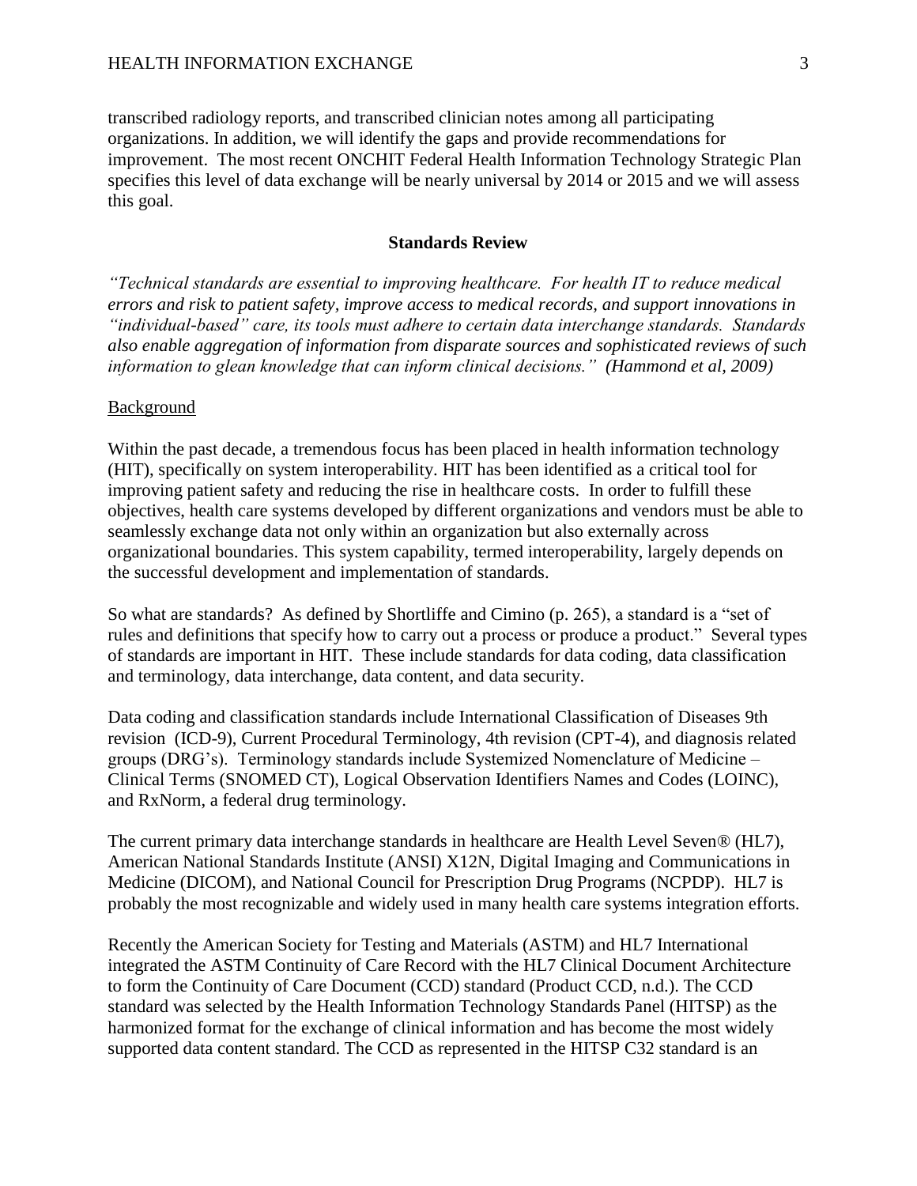transcribed radiology reports, and transcribed clinician notes among all participating organizations. In addition, we will identify the gaps and provide recommendations for improvement. The most recent ONCHIT Federal Health Information Technology Strategic Plan specifies this level of data exchange will be nearly universal by 2014 or 2015 and we will assess this goal.

## Standards Review

***"Technical standards are essential to improving healthcare. For health IT to reduce medical errors and risk to patient safety, improve access to medical records, and support innovations in "individual-based" care, its tools must adhere to certain data interchange standards. Standards also enable aggregation of information from disparate sources and sophisticated reviews of such information to glean knowledge that can inform clinical decisions." (Hammond et al, 2009)***

<u>Background</u>

Within the past decade, a tremendous focus has been placed in health information technology (HIT), specifically on system interoperability. HIT has been identified as a critical tool for improving patient safety and reducing the rise in healthcare costs. In order to fulfill these objectives, health care systems developed by different organizations and vendors must be able to seamlessly exchange data not only within an organization but also externally across organizational boundaries. This system capability, termed interoperability, largely depends on the successful development and implementation of standards.

So what are standards? As defined by Shortliffe and Cimino (p. 265), a standard is a "set of rules and definitions that specify how to carry out a process or produce a product." Several types of standards are important in HIT. These include standards for data coding, data classification and terminology, data interchange, data content, and data security.

Data coding and classification standards include International Classification of Diseases 9th revision (ICD-9), Current Procedural Terminology, 4th revision (CPT-4), and diagnosis related groups (DRG's). Terminology standards include Systemized Nomenclature of Medicine – Clinical Terms (SNOMED CT), Logical Observation Identifiers Names and Codes (LOINC), and RxNorm, a federal drug terminology.

The current primary data interchange standards in healthcare are Health Level Seven® (HL7), American National Standards Institute (ANSI) X12N, Digital Imaging and Communications in Medicine (DICOM), and National Council for Prescription Drug Programs (NCPDP). HL7 is probably the most recognizable and widely used in many health care systems integration efforts.

Recently the American Society for Testing and Materials (ASTM) and HL7 International integrated the ASTM Continuity of Care Record with the HL7 Clinical Document Architecture to form the Continuity of Care Document (CCD) standard (Product CCD, n.d.). The CCD standard was selected by the Health Information Technology Standards Panel (HITSP) as the harmonized format for the exchange of clinical information and has become the most widely supported data content standard. The CCD as represented in the HITSP C32 standard is an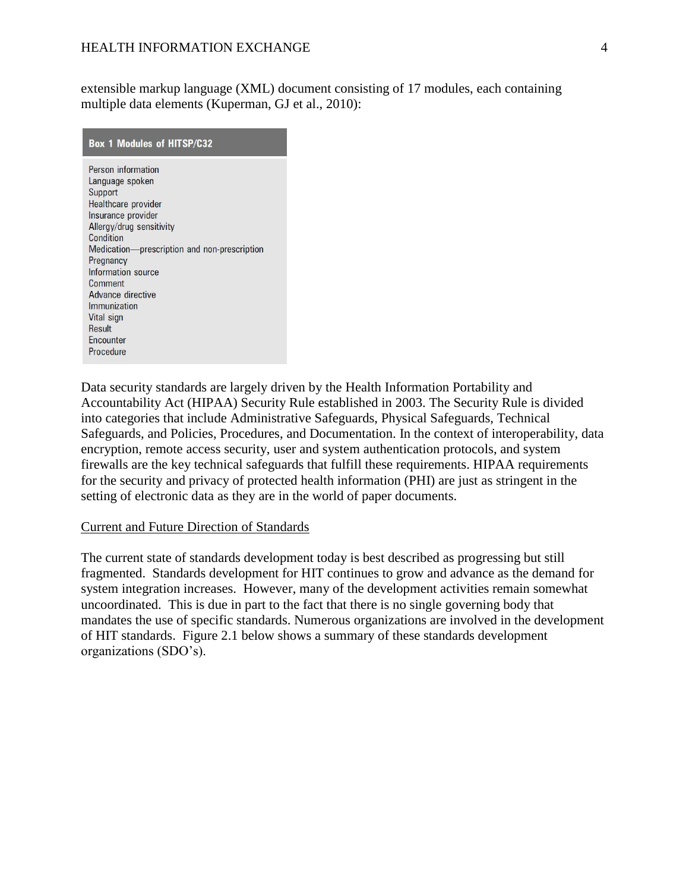extensible markup language (XML) document consisting of 17 modules, each containing multiple data elements (Kuperman, GJ et al., 2010):

| Box 1 Modules of HITSP/C32 |
| --- |
| Person information |
| Language spoken |
| Support |
| Healthcare provider |
| Insurance provider |
| Allergy/drug sensitivity |
| Condition |
| Medication—prescription and non-prescription |
| Pregnancy |
| Information source |
| Comment |
| Advance directive |
| Immunization |
| Vital sign |
| Result |
| Encounter |
| Procedure |

Data security standards are largely driven by the Health Information Portability and Accountability Act (HIPAA) Security Rule established in 2003. The Security Rule is divided into categories that include Administrative Safeguards, Physical Safeguards, Technical Safeguards, and Policies, Procedures, and Documentation. In the context of interoperability, data encryption, remote access security, user and system authentication protocols, and system firewalls are the key technical safeguards that fulfill these requirements. HIPAA requirements for the security and privacy of protected health information (PHI) are just as stringent in the setting of electronic data as they are in the world of paper documents.

## Current and Future Direction of Standards

The current state of standards development today is best described as progressing but still fragmented. Standards development for HIT continues to grow and advance as the demand for system integration increases. However, many of the development activities remain somewhat uncoordinated. This is due in part to the fact that there is no single governing body that mandates the use of specific standards. Numerous organizations are involved in the development of HIT standards. Figure 2.1 below shows a summary of these standards development organizations (SDO's).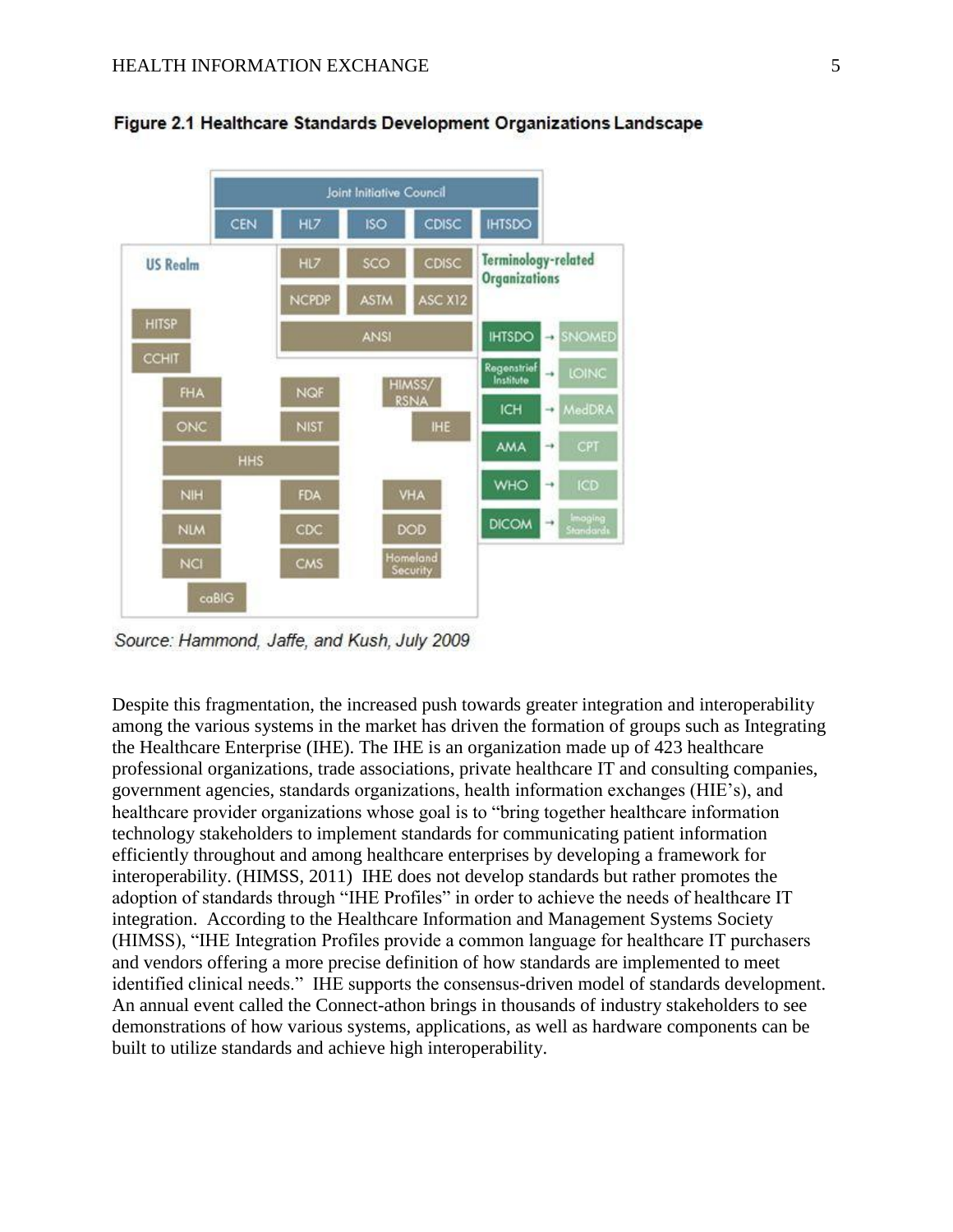**Figure 2.1 Healthcare Standards Development Organizations Landscape**

Source: Hammond, Jaffe, and Kush, July 2009

Despite this fragmentation, the increased push towards greater integration and interoperability among the various systems in the market has driven the formation of groups such as Integrating the Healthcare Enterprise (IHE). The IHE is an organization made up of 423 healthcare professional organizations, trade associations, private healthcare IT and consulting companies, government agencies, standards organizations, health information exchanges (HIE's), and healthcare provider organizations whose goal is to "bring together healthcare information technology stakeholders to implement standards for communicating patient information efficiently throughout and among healthcare enterprises by developing a framework for interoperability. (HIMSS, 2011) IHE does not develop standards but rather promotes the adoption of standards through "IHE Profiles" in order to achieve the needs of healthcare IT integration. According to the Healthcare Information and Management Systems Society (HIMSS), "IHE Integration Profiles provide a common language for healthcare IT purchasers and vendors offering a more precise definition of how standards are implemented to meet identified clinical needs." IHE supports the consensus-driven model of standards development. An annual event called the Connect-athon brings in thousands of industry stakeholders to see demonstrations of how various systems, applications, as well as hardware components can be built to utilize standards and achieve high interoperability.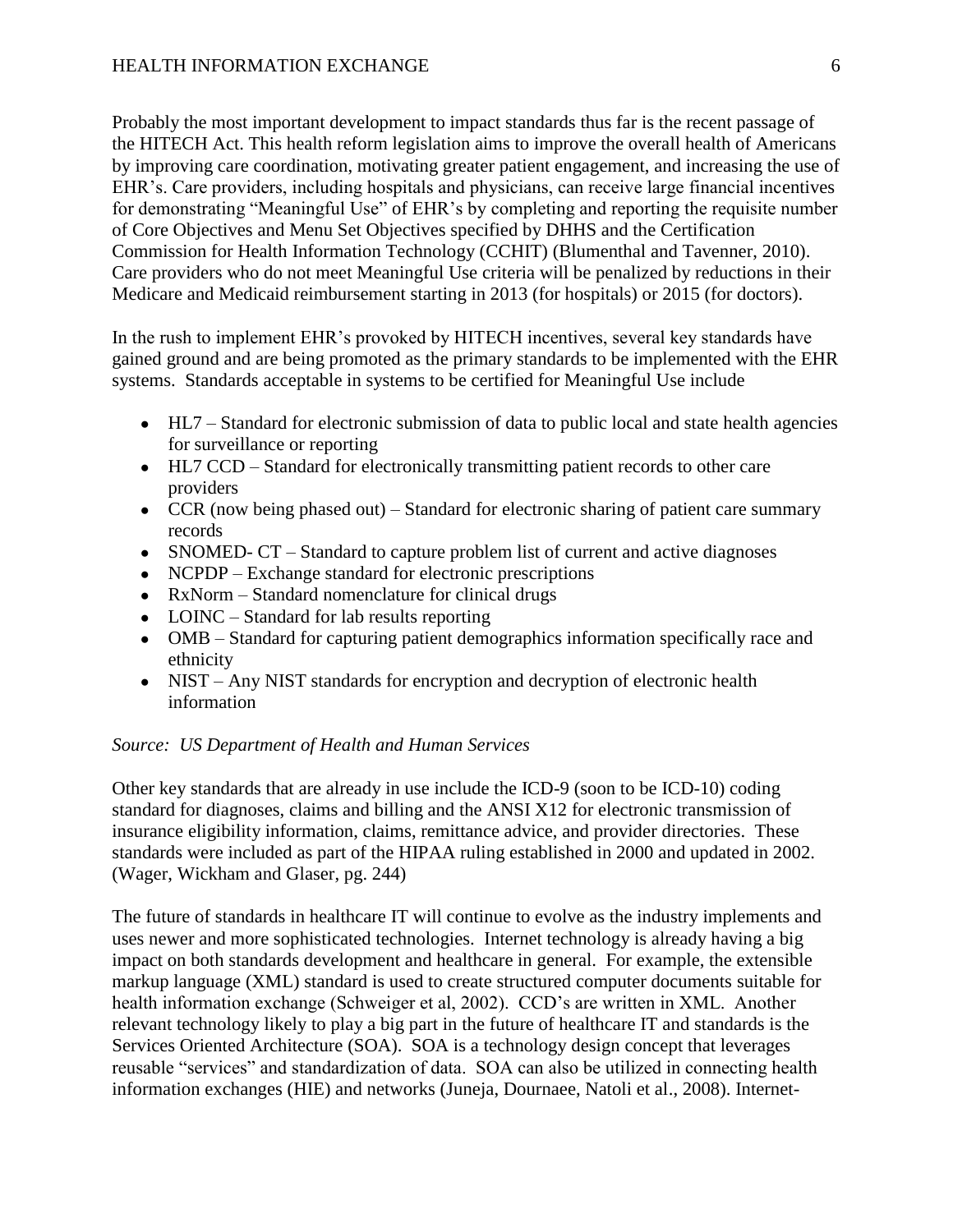Probably the most important development to impact standards thus far is the recent passage of the HITECH Act. This health reform legislation aims to improve the overall health of Americans by improving care coordination, motivating greater patient engagement, and increasing the use of EHR's. Care providers, including hospitals and physicians, can receive large financial incentives for demonstrating "Meaningful Use" of EHR's by completing and reporting the requisite number of Core Objectives and Menu Set Objectives specified by DHHS and the Certification Commission for Health Information Technology (CCHIT) (Blumenthal and Tavenner, 2010). Care providers who do not meet Meaningful Use criteria will be penalized by reductions in their Medicare and Medicaid reimbursement starting in 2013 (for hospitals) or 2015 (for doctors).

In the rush to implement EHR's provoked by HITECH incentives, several key standards have gained ground and are being promoted as the primary standards to be implemented with the EHR systems. Standards acceptable in systems to be certified for Meaningful Use include

- HL7 – Standard for electronic submission of data to public local and state health agencies for surveillance or reporting
- HL7 CCD – Standard for electronically transmitting patient records to other care providers
- CCR (now being phased out) – Standard for electronic sharing of patient care summary records
- SNOMED- CT – Standard to capture problem list of current and active diagnoses
- NCPDP – Exchange standard for electronic prescriptions
- RxNorm – Standard nomenclature for clinical drugs
- LOINC – Standard for lab results reporting
- OMB – Standard for capturing patient demographics information specifically race and ethnicity
- NIST – Any NIST standards for encryption and decryption of electronic health information

*Source: US Department of Health and Human Services*

Other key standards that are already in use include the ICD-9 (soon to be ICD-10) coding standard for diagnoses, claims and billing and the ANSI X12 for electronic transmission of insurance eligibility information, claims, remittance advice, and provider directories. These standards were included as part of the HIPAA ruling established in 2000 and updated in 2002. (Wager, Wickham and Glaser, pg. 244)

The future of standards in healthcare IT will continue to evolve as the industry implements and uses newer and more sophisticated technologies. Internet technology is already having a big impact on both standards development and healthcare in general. For example, the extensible markup language (XML) standard is used to create structured computer documents suitable for health information exchange (Schweiger et al, 2002). CCD's are written in XML. Another relevant technology likely to play a big part in the future of healthcare IT and standards is the Services Oriented Architecture (SOA). SOA is a technology design concept that leverages reusable "services" and standardization of data. SOA can also be utilized in connecting health information exchanges (HIE) and networks (Juneja, Dournaee, Natoli et al., 2008). Internet-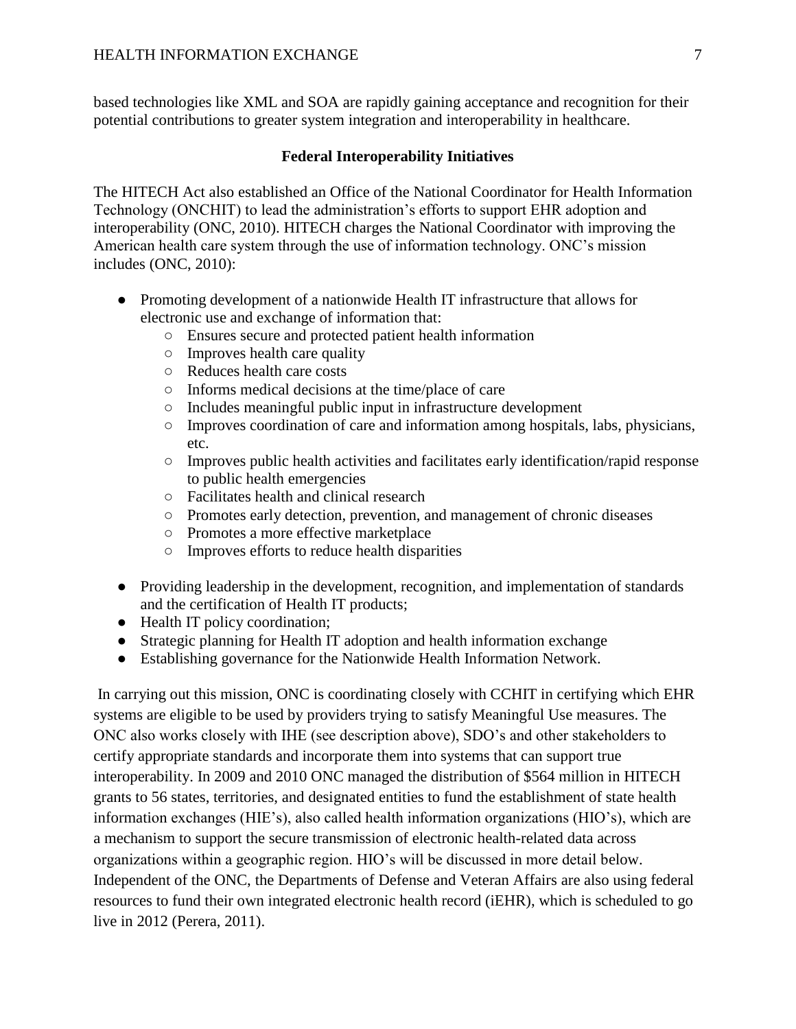based technologies like XML and SOA are rapidly gaining acceptance and recognition for their potential contributions to greater system integration and interoperability in healthcare.

## Federal Interoperability Initiatives

The HITECH Act also established an Office of the National Coordinator for Health Information Technology (ONCHIT) to lead the administration's efforts to support EHR adoption and interoperability (ONC, 2010). HITECH charges the National Coordinator with improving the American health care system through the use of information technology. ONC's mission includes (ONC, 2010):

- Promoting development of a nationwide Health IT infrastructure that allows for electronic use and exchange of information that:
    - Ensures secure and protected patient health information
    - Improves health care quality
    - Reduces health care costs
    - Informs medical decisions at the time/place of care
    - Includes meaningful public input in infrastructure development
    - Improves coordination of care and information among hospitals, labs, physicians, etc.
    - Improves public health activities and facilitates early identification/rapid response to public health emergencies
    - Facilitates health and clinical research
    - Promotes early detection, prevention, and management of chronic diseases
    - Promotes a more effective marketplace
    - Improves efforts to reduce health disparities

- Providing leadership in the development, recognition, and implementation of standards and the certification of Health IT products;
- Health IT policy coordination;
- Strategic planning for Health IT adoption and health information exchange
- Establishing governance for the Nationwide Health Information Network.

In carrying out this mission, ONC is coordinating closely with CCHIT in certifying which EHR systems are eligible to be used by providers trying to satisfy Meaningful Use measures. The ONC also works closely with IHE (see description above), SDO's and other stakeholders to certify appropriate standards and incorporate them into systems that can support true interoperability. In 2009 and 2010 ONC managed the distribution of $564 million in HITECH grants to 56 states, territories, and designated entities to fund the establishment of state health information exchanges (HIE's), also called health information organizations (HIO's), which are a mechanism to support the secure transmission of electronic health-related data across organizations within a geographic region. HIO's will be discussed in more detail below. Independent of the ONC, the Departments of Defense and Veteran Affairs are also using federal resources to fund their own integrated electronic health record (iEHR), which is scheduled to go live in 2012 (Perera, 2011).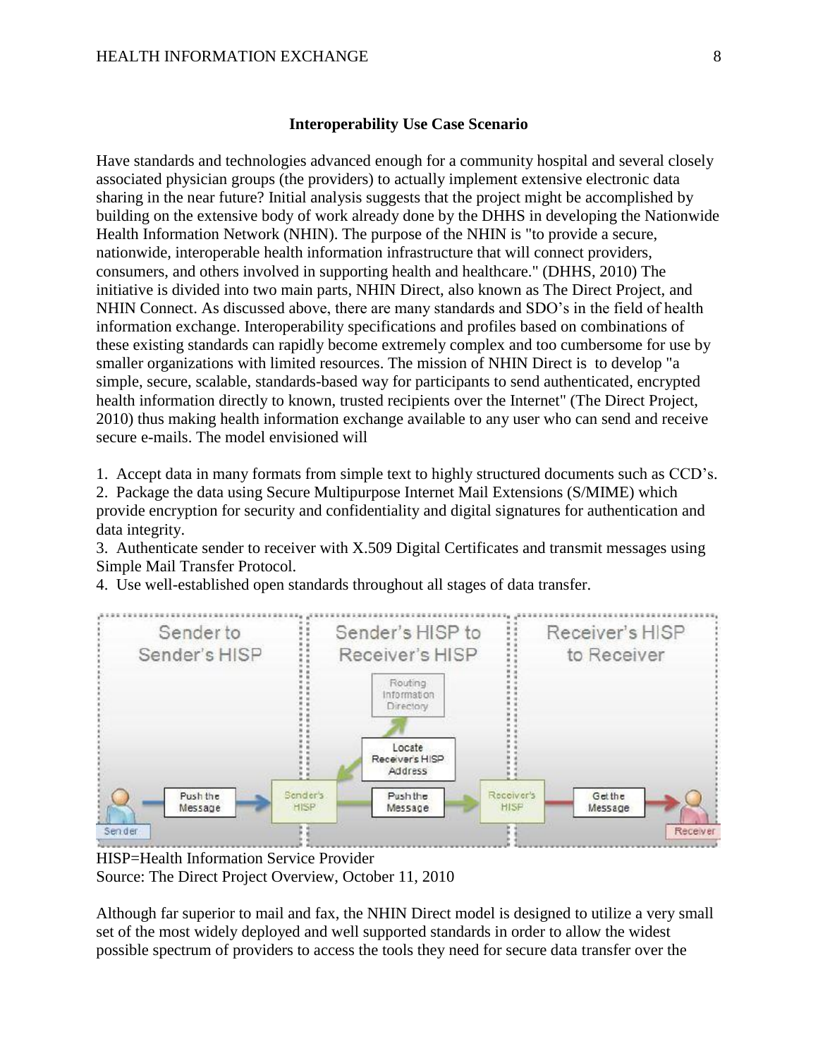### Interoperability Use Case Scenario

Have standards and technologies advanced enough for a community hospital and several closely associated physician groups (the providers) to actually implement extensive electronic data sharing in the near future? Initial analysis suggests that the project might be accomplished by building on the extensive body of work already done by the DHHS in developing the Nationwide Health Information Network (NHIN). The purpose of the NHIN is "to provide a secure, nationwide, interoperable health information infrastructure that will connect providers, consumers, and others involved in supporting health and healthcare." (DHHS, 2010) The initiative is divided into two main parts, NHIN Direct, also known as The Direct Project, and NHIN Connect. As discussed above, there are many standards and SDO's in the field of health information exchange. Interoperability specifications and profiles based on combinations of these existing standards can rapidly become extremely complex and too cumbersome for use by smaller organizations with limited resources. The mission of NHIN Direct is to develop "a simple, secure, scalable, standards-based way for participants to send authenticated, encrypted health information directly to known, trusted recipients over the Internet" (The Direct Project, 2010) thus making health information exchange available to any user who can send and receive secure e-mails. The model envisioned will

1. Accept data in many formats from simple text to highly structured documents such as CCD's.
2. Package the data using Secure Multipurpose Internet Mail Extensions (S/MIME) which provide encryption for security and confidentiality and digital signatures for authentication and data integrity.
3. Authenticate sender to receiver with X.509 Digital Certificates and transmit messages using Simple Mail Transfer Protocol.
4. Use well-established open standards throughout all stages of data transfer.

HISP=Health Information Service Provider
Source: The Direct Project Overview, October 11, 2010

Although far superior to mail and fax, the NHIN Direct model is designed to utilize a very small set of the most widely deployed and well supported standards in order to allow the widest possible spectrum of providers to access the tools they need for secure data transfer over the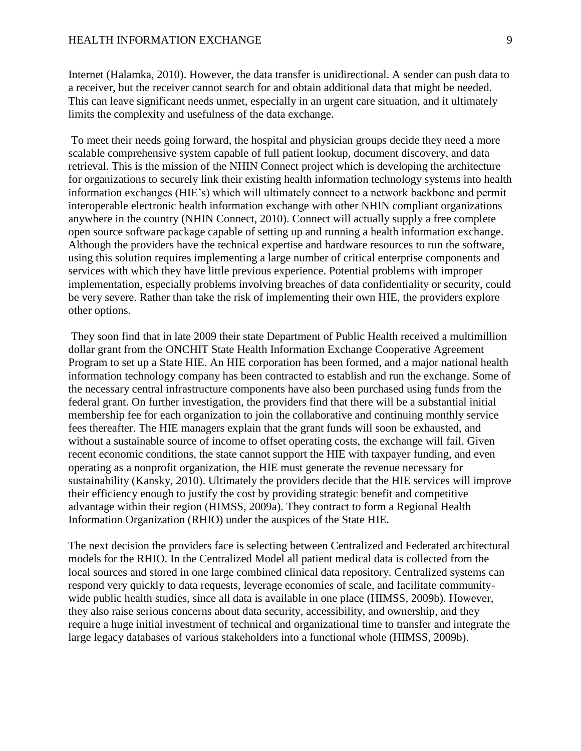Internet (Halamka, 2010). However, the data transfer is unidirectional. A sender can push data to a receiver, but the receiver cannot search for and obtain additional data that might be needed. This can leave significant needs unmet, especially in an urgent care situation, and it ultimately limits the complexity and usefulness of the data exchange.

To meet their needs going forward, the hospital and physician groups decide they need a more scalable comprehensive system capable of full patient lookup, document discovery, and data retrieval. This is the mission of the NHIN Connect project which is developing the architecture for organizations to securely link their existing health information technology systems into health information exchanges (HIE's) which will ultimately connect to a network backbone and permit interoperable electronic health information exchange with other NHIN compliant organizations anywhere in the country (NHIN Connect, 2010). Connect will actually supply a free complete open source software package capable of setting up and running a health information exchange. Although the providers have the technical expertise and hardware resources to run the software, using this solution requires implementing a large number of critical enterprise components and services with which they have little previous experience. Potential problems with improper implementation, especially problems involving breaches of data confidentiality or security, could be very severe. Rather than take the risk of implementing their own HIE, the providers explore other options.

They soon find that in late 2009 their state Department of Public Health received a multimillion dollar grant from the ONCHIT State Health Information Exchange Cooperative Agreement Program to set up a State HIE. An HIE corporation has been formed, and a major national health information technology company has been contracted to establish and run the exchange. Some of the necessary central infrastructure components have also been purchased using funds from the federal grant. On further investigation, the providers find that there will be a substantial initial membership fee for each organization to join the collaborative and continuing monthly service fees thereafter. The HIE managers explain that the grant funds will soon be exhausted, and without a sustainable source of income to offset operating costs, the exchange will fail. Given recent economic conditions, the state cannot support the HIE with taxpayer funding, and even operating as a nonprofit organization, the HIE must generate the revenue necessary for sustainability (Kansky, 2010). Ultimately the providers decide that the HIE services will improve their efficiency enough to justify the cost by providing strategic benefit and competitive advantage within their region (HIMSS, 2009a). They contract to form a Regional Health Information Organization (RHIO) under the auspices of the State HIE.

The next decision the providers face is selecting between Centralized and Federated architectural models for the RHIO. In the Centralized Model all patient medical data is collected from the local sources and stored in one large combined clinical data repository. Centralized systems can respond very quickly to data requests, leverage economies of scale, and facilitate community-wide public health studies, since all data is available in one place (HIMSS, 2009b). However, they also raise serious concerns about data security, accessibility, and ownership, and they require a huge initial investment of technical and organizational time to transfer and integrate the large legacy databases of various stakeholders into a functional whole (HIMSS, 2009b).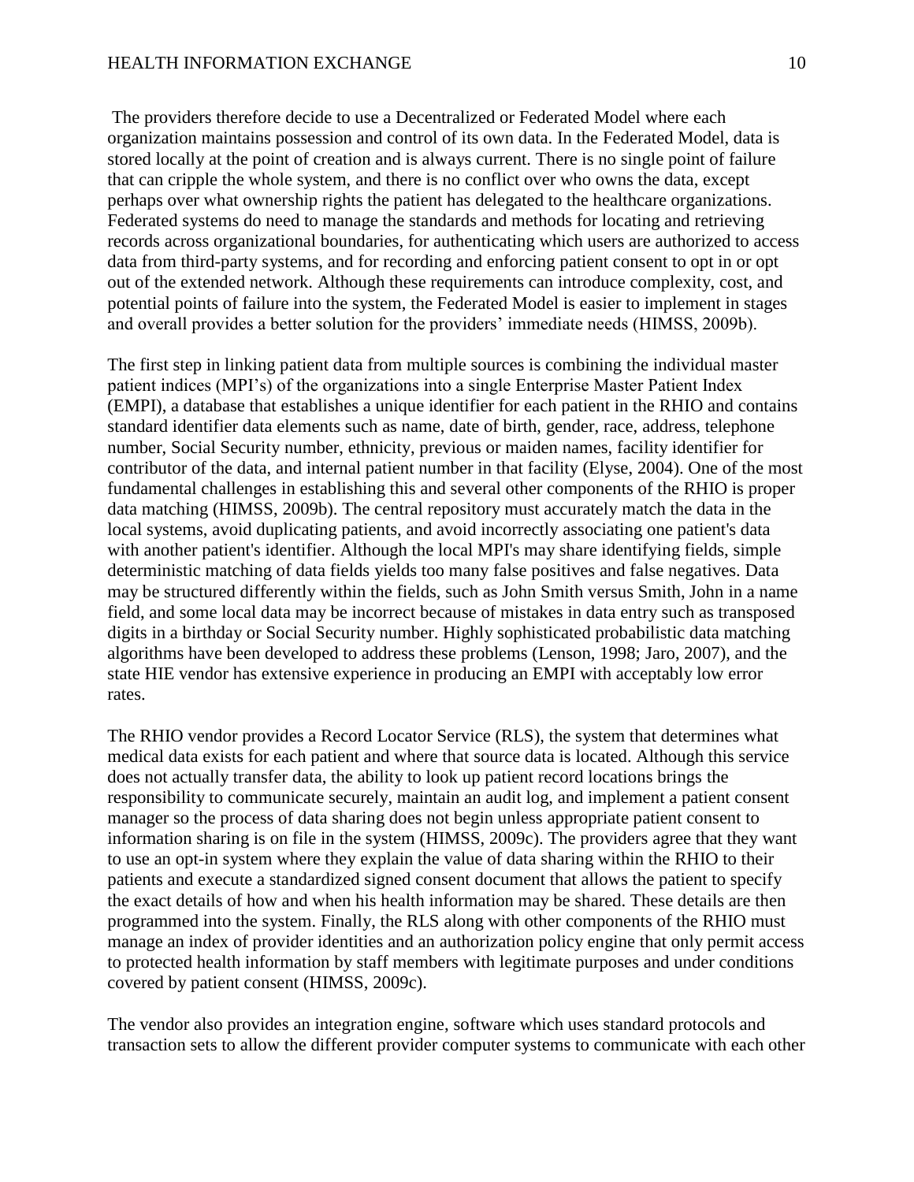The providers therefore decide to use a Decentralized or Federated Model where each organization maintains possession and control of its own data. In the Federated Model, data is stored locally at the point of creation and is always current. There is no single point of failure that can cripple the whole system, and there is no conflict over who owns the data, except perhaps over what ownership rights the patient has delegated to the healthcare organizations. Federated systems do need to manage the standards and methods for locating and retrieving records across organizational boundaries, for authenticating which users are authorized to access data from third-party systems, and for recording and enforcing patient consent to opt in or opt out of the extended network. Although these requirements can introduce complexity, cost, and potential points of failure into the system, the Federated Model is easier to implement in stages and overall provides a better solution for the providers' immediate needs (HIMSS, 2009b).

The first step in linking patient data from multiple sources is combining the individual master patient indices (MPI's) of the organizations into a single Enterprise Master Patient Index (EMPI), a database that establishes a unique identifier for each patient in the RHIO and contains standard identifier data elements such as name, date of birth, gender, race, address, telephone number, Social Security number, ethnicity, previous or maiden names, facility identifier for contributor of the data, and internal patient number in that facility (Elyse, 2004). One of the most fundamental challenges in establishing this and several other components of the RHIO is proper data matching (HIMSS, 2009b). The central repository must accurately match the data in the local systems, avoid duplicating patients, and avoid incorrectly associating one patient's data with another patient's identifier. Although the local MPI's may share identifying fields, simple deterministic matching of data fields yields too many false positives and false negatives. Data may be structured differently within the fields, such as John Smith versus Smith, John in a name field, and some local data may be incorrect because of mistakes in data entry such as transposed digits in a birthday or Social Security number. Highly sophisticated probabilistic data matching algorithms have been developed to address these problems (Lenson, 1998; Jaro, 2007), and the state HIE vendor has extensive experience in producing an EMPI with acceptably low error rates.

The RHIO vendor provides a Record Locator Service (RLS), the system that determines what medical data exists for each patient and where that source data is located. Although this service does not actually transfer data, the ability to look up patient record locations brings the responsibility to communicate securely, maintain an audit log, and implement a patient consent manager so the process of data sharing does not begin unless appropriate patient consent to information sharing is on file in the system (HIMSS, 2009c). The providers agree that they want to use an opt-in system where they explain the value of data sharing within the RHIO to their patients and execute a standardized signed consent document that allows the patient to specify the exact details of how and when his health information may be shared. These details are then programmed into the system. Finally, the RLS along with other components of the RHIO must manage an index of provider identities and an authorization policy engine that only permit access to protected health information by staff members with legitimate purposes and under conditions covered by patient consent (HIMSS, 2009c).

The vendor also provides an integration engine, software which uses standard protocols and transaction sets to allow the different provider computer systems to communicate with each other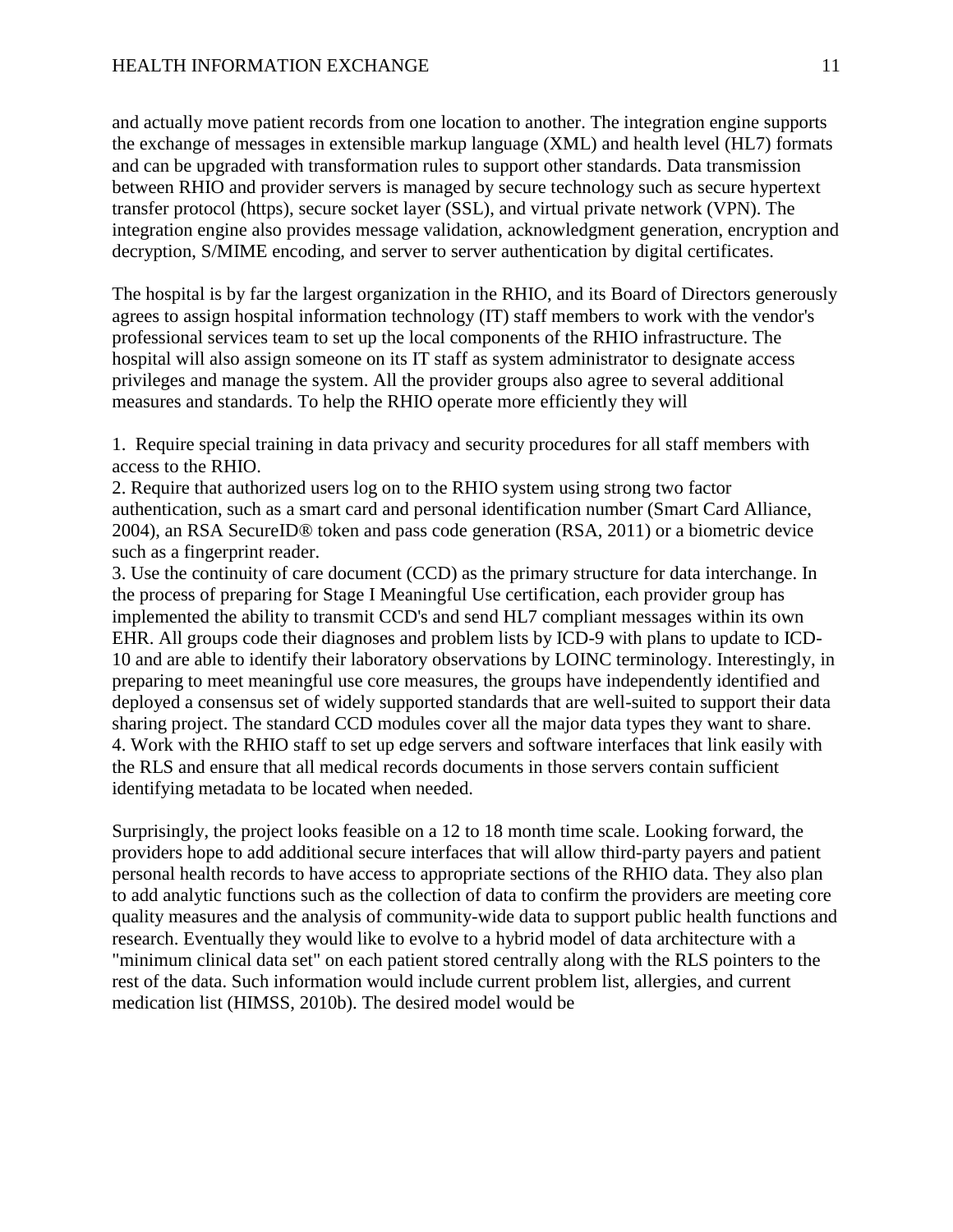and actually move patient records from one location to another. The integration engine supports the exchange of messages in extensible markup language (XML) and health level (HL7) formats and can be upgraded with transformation rules to support other standards. Data transmission between RHIO and provider servers is managed by secure technology such as secure hypertext transfer protocol (https), secure socket layer (SSL), and virtual private network (VPN). The integration engine also provides message validation, acknowledgment generation, encryption and decryption, S/MIME encoding, and server to server authentication by digital certificates.

The hospital is by far the largest organization in the RHIO, and its Board of Directors generously agrees to assign hospital information technology (IT) staff members to work with the vendor's professional services team to set up the local components of the RHIO infrastructure. The hospital will also assign someone on its IT staff as system administrator to designate access privileges and manage the system. All the provider groups also agree to several additional measures and standards. To help the RHIO operate more efficiently they will

1. Require special training in data privacy and security procedures for all staff members with access to the RHIO.
2. Require that authorized users log on to the RHIO system using strong two factor authentication, such as a smart card and personal identification number (Smart Card Alliance, 2004), an RSA SecureID® token and pass code generation (RSA, 2011) or a biometric device such as a fingerprint reader.
3. Use the continuity of care document (CCD) as the primary structure for data interchange. In the process of preparing for Stage I Meaningful Use certification, each provider group has implemented the ability to transmit CCD's and send HL7 compliant messages within its own EHR. All groups code their diagnoses and problem lists by ICD-9 with plans to update to ICD-10 and are able to identify their laboratory observations by LOINC terminology. Interestingly, in preparing to meet meaningful use core measures, the groups have independently identified and deployed a consensus set of widely supported standards that are well-suited to support their data sharing project. The standard CCD modules cover all the major data types they want to share.
4. Work with the RHIO staff to set up edge servers and software interfaces that link easily with the RLS and ensure that all medical records documents in those servers contain sufficient identifying metadata to be located when needed.

Surprisingly, the project looks feasible on a 12 to 18 month time scale. Looking forward, the providers hope to add additional secure interfaces that will allow third-party payers and patient personal health records to have access to appropriate sections of the RHIO data. They also plan to add analytic functions such as the collection of data to confirm the providers are meeting core quality measures and the analysis of community-wide data to support public health functions and research. Eventually they would like to evolve to a hybrid model of data architecture with a "minimum clinical data set" on each patient stored centrally along with the RLS pointers to the rest of the data. Such information would include current problem list, allergies, and current medication list (HIMSS, 2010b). The desired model would be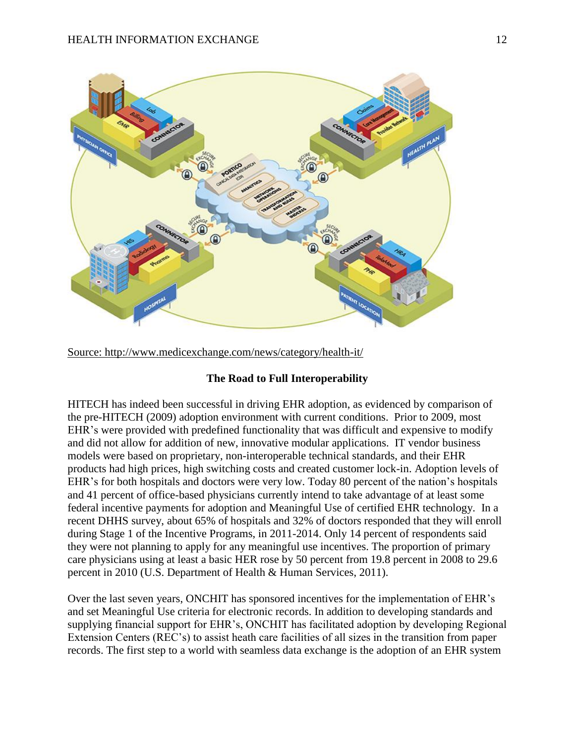Source: http://www.medicexchange.com/news/category/health-it/

**The Road to Full Interoperability**

HITECH has indeed been successful in driving EHR adoption, as evidenced by comparison of the pre-HITECH (2009) adoption environment with current conditions. Prior to 2009, most EHR's were provided with predefined functionality that was difficult and expensive to modify and did not allow for addition of new, innovative modular applications. IT vendor business models were based on proprietary, non-interoperable technical standards, and their EHR products had high prices, high switching costs and created customer lock-in. Adoption levels of EHR's for both hospitals and doctors were very low. Today 80 percent of the nation's hospitals and 41 percent of office-based physicians currently intend to take advantage of at least some federal incentive payments for adoption and Meaningful Use of certified EHR technology. In a recent DHHS survey, about 65% of hospitals and 32% of doctors responded that they will enroll during Stage 1 of the Incentive Programs, in 2011-2014. Only 14 percent of respondents said they were not planning to apply for any meaningful use incentives. The proportion of primary care physicians using at least a basic HER rose by 50 percent from 19.8 percent in 2008 to 29.6 percent in 2010 (U.S. Department of Health & Human Services, 2011).

Over the last seven years, ONCHIT has sponsored incentives for the implementation of EHR's and set Meaningful Use criteria for electronic records. In addition to developing standards and supplying financial support for EHR's, ONCHIT has facilitated adoption by developing Regional Extension Centers (REC's) to assist heath care facilities of all sizes in the transition from paper records. The first step to a world with seamless data exchange is the adoption of an EHR system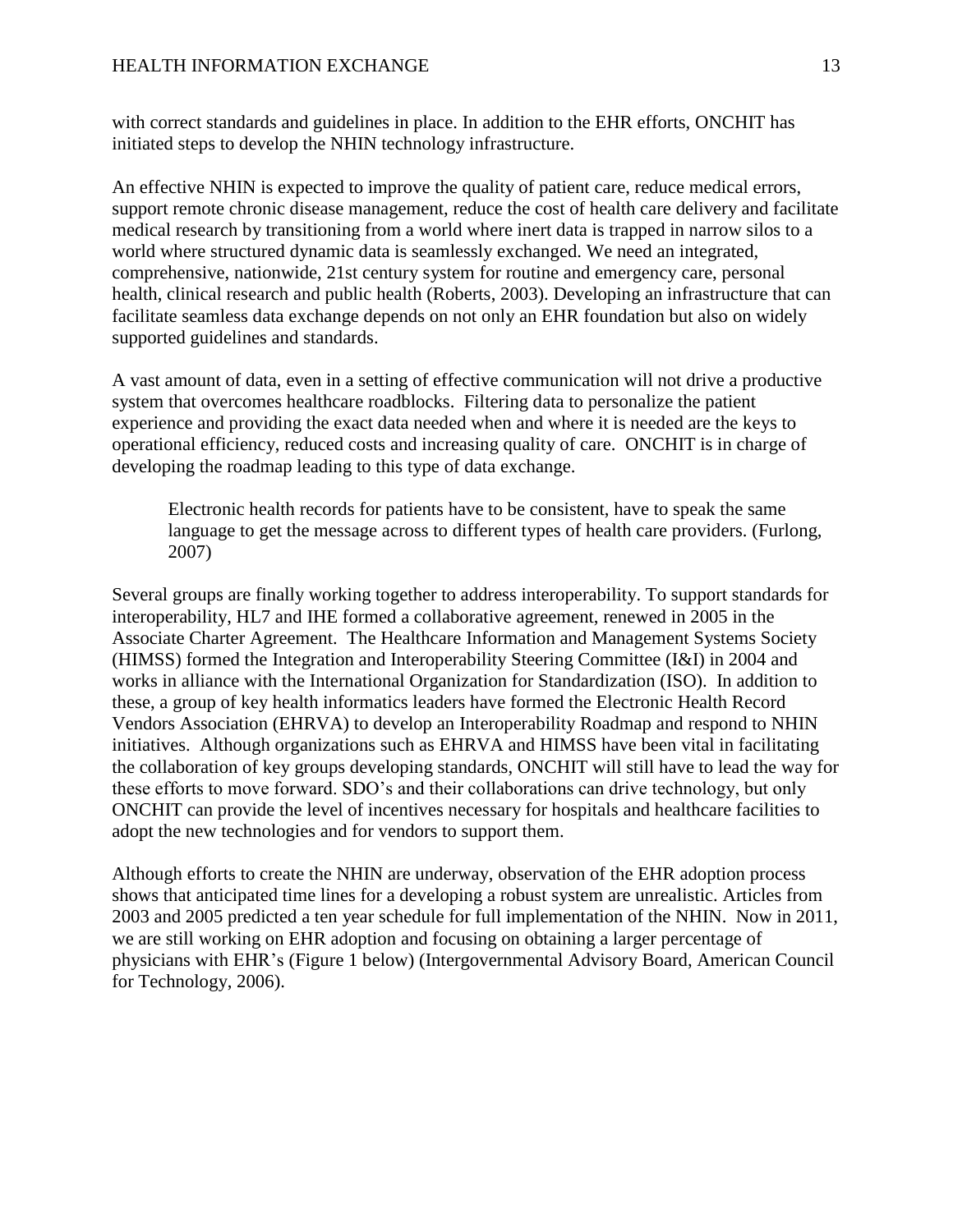with correct standards and guidelines in place. In addition to the EHR efforts, ONCHIT has initiated steps to develop the NHIN technology infrastructure.

An effective NHIN is expected to improve the quality of patient care, reduce medical errors, support remote chronic disease management, reduce the cost of health care delivery and facilitate medical research by transitioning from a world where inert data is trapped in narrow silos to a world where structured dynamic data is seamlessly exchanged. We need an integrated, comprehensive, nationwide, 21st century system for routine and emergency care, personal health, clinical research and public health (Roberts, 2003). Developing an infrastructure that can facilitate seamless data exchange depends on not only an EHR foundation but also on widely supported guidelines and standards.

A vast amount of data, even in a setting of effective communication will not drive a productive system that overcomes healthcare roadblocks. Filtering data to personalize the patient experience and providing the exact data needed when and where it is needed are the keys to operational efficiency, reduced costs and increasing quality of care. ONCHIT is in charge of developing the roadmap leading to this type of data exchange.

> Electronic health records for patients have to be consistent, have to speak the same language to get the message across to different types of health care providers. (Furlong, 2007)

Several groups are finally working together to address interoperability. To support standards for interoperability, HL7 and IHE formed a collaborative agreement, renewed in 2005 in the Associate Charter Agreement. The Healthcare Information and Management Systems Society (HIMSS) formed the Integration and Interoperability Steering Committee (I&I) in 2004 and works in alliance with the International Organization for Standardization (ISO). In addition to these, a group of key health informatics leaders have formed the Electronic Health Record Vendors Association (EHRVA) to develop an Interoperability Roadmap and respond to NHIN initiatives. Although organizations such as EHRVA and HIMSS have been vital in facilitating the collaboration of key groups developing standards, ONCHIT will still have to lead the way for these efforts to move forward. SDO's and their collaborations can drive technology, but only ONCHIT can provide the level of incentives necessary for hospitals and healthcare facilities to adopt the new technologies and for vendors to support them.

Although efforts to create the NHIN are underway, observation of the EHR adoption process shows that anticipated time lines for a developing a robust system are unrealistic. Articles from 2003 and 2005 predicted a ten year schedule for full implementation of the NHIN. Now in 2011, we are still working on EHR adoption and focusing on obtaining a larger percentage of physicians with EHR's (Figure 1 below) (Intergovernmental Advisory Board, American Council for Technology, 2006).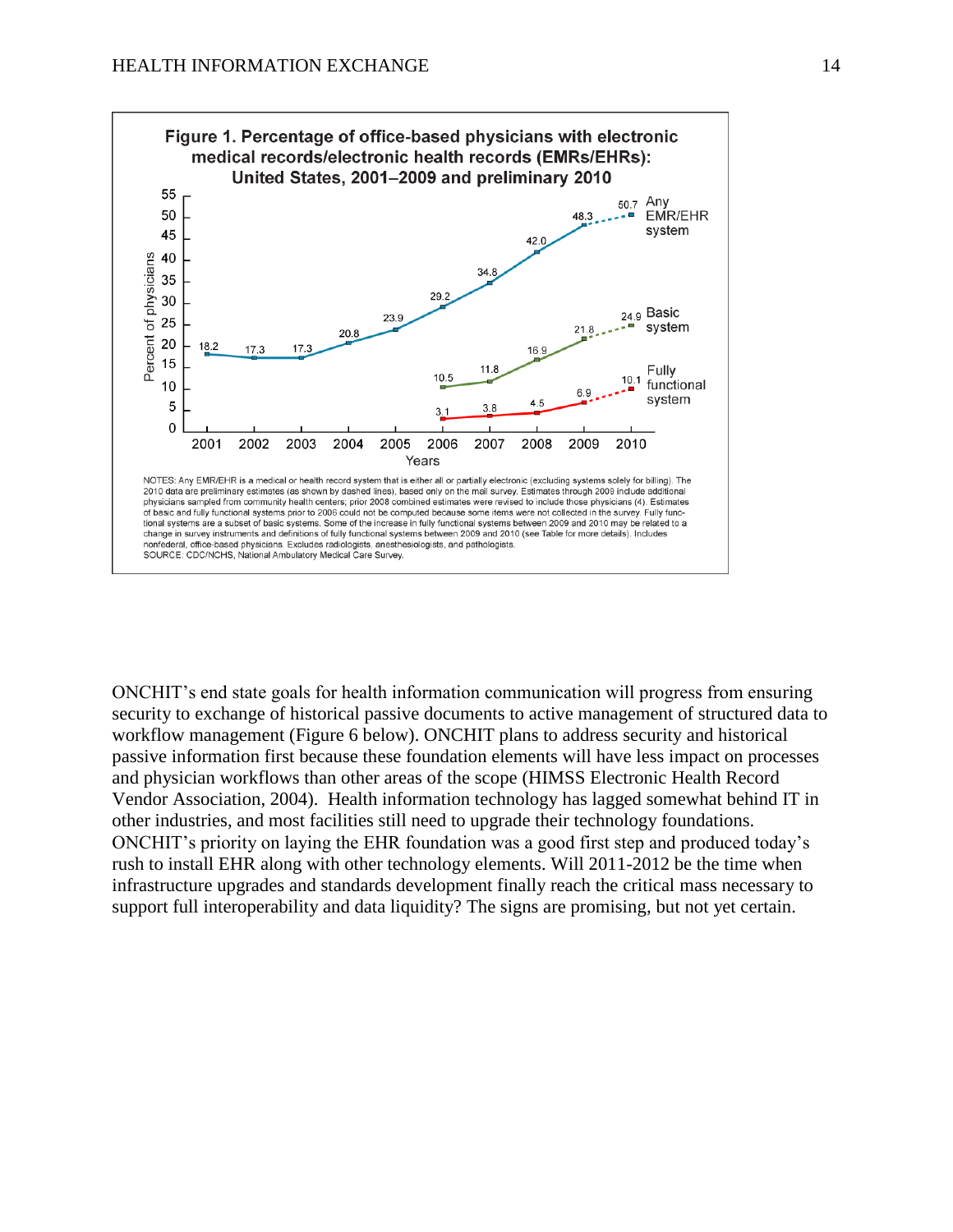**Figure 1. Percentage of office-based physicians with electronic medical records/electronic health records (EMRs/EHRs): United States, 2001–2009 and preliminary 2010**

| Years | Any EMR/EHR system | Basic system | Fully functional system |
|---|---|---|---|
| 2001 | 18.2 | | |
| 2002 | 17.3 | | |
| 2003 | 17.3 | | |
| 2004 | 20.8 | | |
| 2005 | 23.9 | | |
| 2006 | 29.2 | 10.5 | 3.1 |
| 2007 | 34.8 | 11.8 | 3.8 |
| 2008 | 42.0 | 16.9 | 4.5 |
| 2009 | 48.3 | 21.8 | 6.9 |
| 2010 | 50.7 | 24.9 | 10.1 |

NOTES: Any EMR/EHR is a medical or health record system that is either all or partially electronic (excluding systems solely for billing). The 2010 data are preliminary estimates (as shown by dashed lines), based only on the mail survey. Estimates through 2009 include additional physicians sampled from community health centers; prior 2008 combined estimates were revised to include those physicians (4). Estimates of basic and fully functional systems prior to 2006 could not be computed because some items were not collected in the survey. Fully functional systems are a subset of basic systems. Some of the increase in fully functional systems between 2009 and 2010 may be related to a change in survey instruments and definitions of fully functional systems between 2009 and 2010 (see Table for more details). Includes nonfederal, office-based physicians. Excludes radiologists, anesthesiologists, and pathologists.
SOURCE: CDC/NCHS, National Ambulatory Medical Care Survey.

ONCHIT's end state goals for health information communication will progress from ensuring security to exchange of historical passive documents to active management of structured data to workflow management (Figure 6 below). ONCHIT plans to address security and historical passive information first because these foundation elements will have less impact on processes and physician workflows than other areas of the scope (HIMSS Electronic Health Record Vendor Association, 2004). Health information technology has lagged somewhat behind IT in other industries, and most facilities still need to upgrade their technology foundations. ONCHIT's priority on laying the EHR foundation was a good first step and produced today's rush to install EHR along with other technology elements. Will 2011-2012 be the time when infrastructure upgrades and standards development finally reach the critical mass necessary to support full interoperability and data liquidity? The signs are promising, but not yet certain.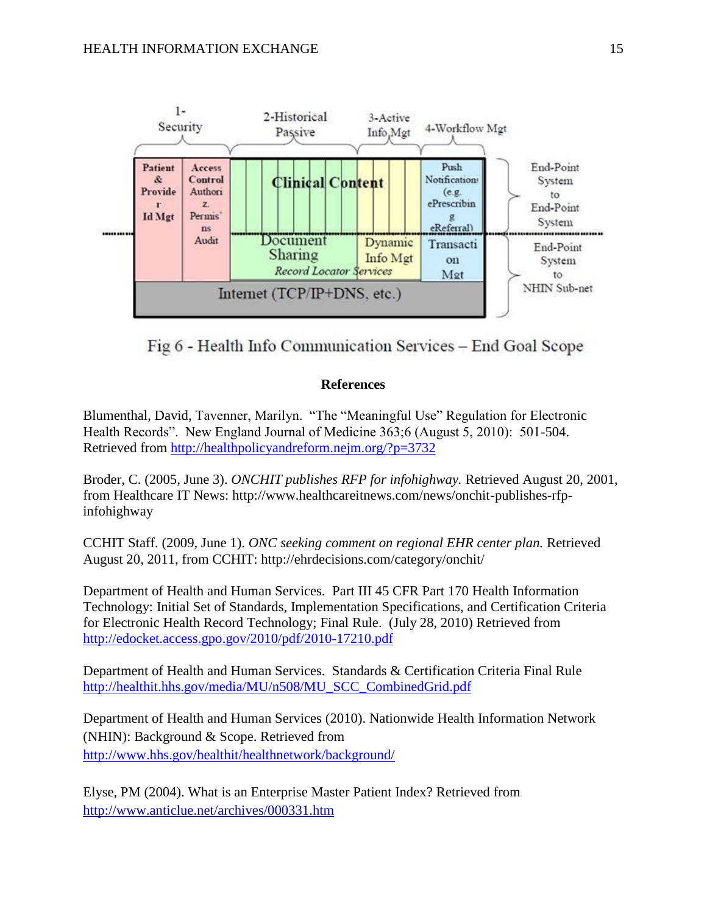Fig 6 - Health Info Communication Services – End Goal Scope

## References

Blumenthal, David, Tavenner, Marilyn. "The "Meaningful Use" Regulation for Electronic Health Records". New England Journal of Medicine 363;6 (August 5, 2010): 501-504. Retrieved from http://healthpolicyandreform.nejm.org/?p=3732

Broder, C. (2005, June 3). *ONCHIT publishes RFP for infohighway.* Retrieved August 20, 2001, from Healthcare IT News: http://www.healthcareitnews.com/news/onchit-publishes-rfp-infohighway

CCHIT Staff. (2009, June 1). *ONC seeking comment on regional EHR center plan.* Retrieved August 20, 2011, from CCHIT: http://ehrdecisions.com/category/onchit/

Department of Health and Human Services. Part III 45 CFR Part 170 Health Information Technology: Initial Set of Standards, Implementation Specifications, and Certification Criteria for Electronic Health Record Technology; Final Rule. (July 28, 2010) Retrieved from http://edocket.access.gpo.gov/2010/pdf/2010-17210.pdf

Department of Health and Human Services. Standards & Certification Criteria Final Rule http://healthit.hhs.gov/media/MU/n508/MU_SCC_CombinedGrid.pdf

Department of Health and Human Services (2010). Nationwide Health Information Network (NHIN): Background & Scope. Retrieved from http://www.hhs.gov/healthit/healthnetwork/background/

Elyse, PM (2004). What is an Enterprise Master Patient Index? Retrieved from http://www.anticlue.net/archives/000331.htm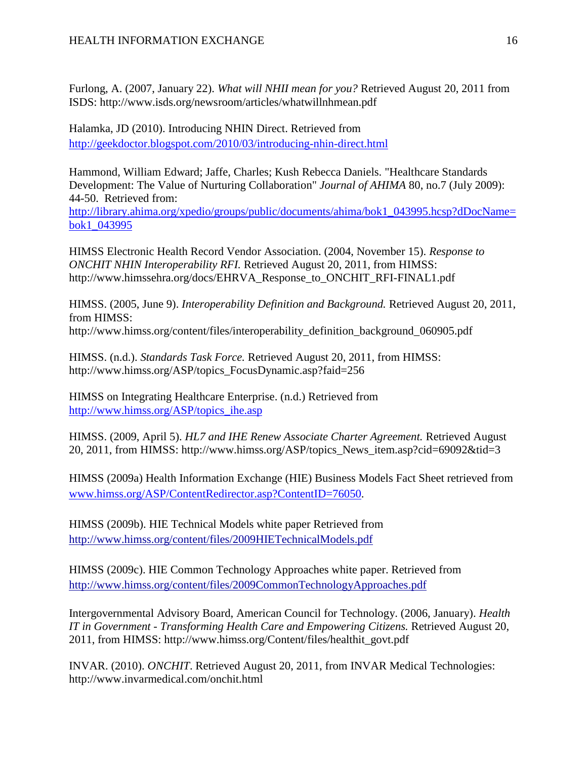Furlong, A. (2007, January 22). *What will NHII mean for you?* Retrieved August 20, 2011 from ISDS: http://www.isds.org/newsroom/articles/whatwillnhmean.pdf

Halamka, JD (2010). Introducing NHIN Direct. Retrieved from http://geekdoctor.blogspot.com/2010/03/introducing-nhin-direct.html

Hammond, William Edward; Jaffe, Charles; Kush Rebecca Daniels. "Healthcare Standards Development: The Value of Nurturing Collaboration" *Journal of AHIMA* 80, no.7 (July 2009): 44-50. Retrieved from: http://library.ahima.org/xpedio/groups/public/documents/ahima/bok1_043995.hcsp?dDocName=bok1_043995

HIMSS Electronic Health Record Vendor Association. (2004, November 15). *Response to ONCHIT NHIN Interoperability RFI.* Retrieved August 20, 2011, from HIMSS: http://www.himssehra.org/docs/EHRVA_Response_to_ONCHIT_RFI-FINAL1.pdf

HIMSS. (2005, June 9). *Interoperability Definition and Background.* Retrieved August 20, 2011, from HIMSS: http://www.himss.org/content/files/interoperability_definition_background_060905.pdf

HIMSS. (n.d.). *Standards Task Force.* Retrieved August 20, 2011, from HIMSS: http://www.himss.org/ASP/topics_FocusDynamic.asp?faid=256

HIMSS on Integrating Healthcare Enterprise. (n.d.) Retrieved from http://www.himss.org/ASP/topics_ihe.asp

HIMSS. (2009, April 5). *HL7 and IHE Renew Associate Charter Agreement.* Retrieved August 20, 2011, from HIMSS: http://www.himss.org/ASP/topics_News_item.asp?cid=69092&tid=3

HIMSS (2009a) Health Information Exchange (HIE) Business Models Fact Sheet retrieved from www.himss.org/ASP/ContentRedirector.asp?ContentID=76050.

HIMSS (2009b). HIE Technical Models white paper Retrieved from http://www.himss.org/content/files/2009HIETechnicalModels.pdf

HIMSS (2009c). HIE Common Technology Approaches white paper. Retrieved from http://www.himss.org/content/files/2009CommonTechnologyApproaches.pdf

Intergovernmental Advisory Board, American Council for Technology. (2006, January). *Health IT in Government - Transforming Health Care and Empowering Citizens.* Retrieved August 20, 2011, from HIMSS: http://www.himss.org/Content/files/healthit_govt.pdf

INVAR. (2010). *ONCHIT*. Retrieved August 20, 2011, from INVAR Medical Technologies: http://www.invarmedical.com/onchit.html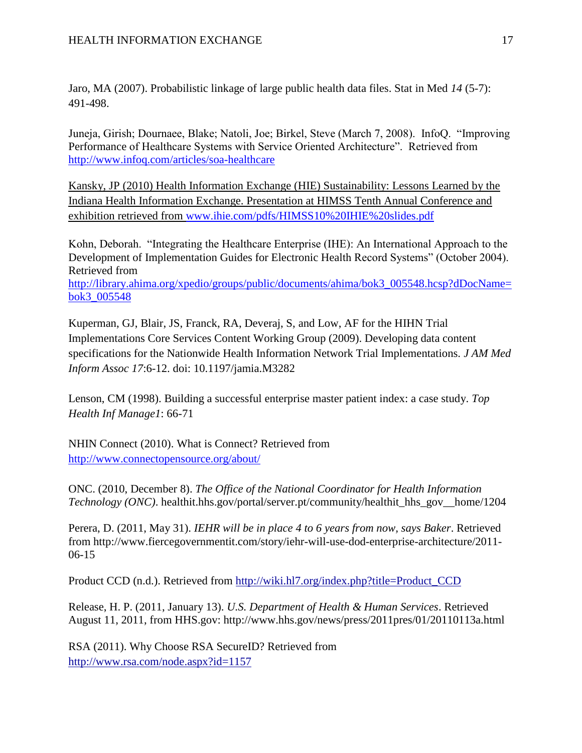Jaro, MA (2007). Probabilistic linkage of large public health data files. Stat in Med *14* (5-7): 491-498.

Juneja, Girish; Dournaee, Blake; Natoli, Joe; Birkel, Steve (March 7, 2008). InfoQ. "Improving Performance of Healthcare Systems with Service Oriented Architecture". Retrieved from http://www.infoq.com/articles/soa-healthcare

Kansky, JP (2010) Health Information Exchange (HIE) Sustainability: Lessons Learned by the Indiana Health Information Exchange. Presentation at HIMSS Tenth Annual Conference and exhibition retrieved from www.ihie.com/pdfs/HIMSS10%20IHIE%20slides.pdf

Kohn, Deborah. "Integrating the Healthcare Enterprise (IHE): An International Approach to the Development of Implementation Guides for Electronic Health Record Systems" (October 2004). Retrieved from http://library.ahima.org/xpedio/groups/public/documents/ahima/bok3_005548.hcsp?dDocName=bok3_005548

Kuperman, GJ, Blair, JS, Franck, RA, Deveraj, S, and Low, AF for the HIHN Trial Implementations Core Services Content Working Group (2009). Developing data content specifications for the Nationwide Health Information Network Trial Implementations. *J AM Med Inform Assoc 17*:6-12. doi: 10.1197/jamia.M3282

Lenson, CM (1998). Building a successful enterprise master patient index: a case study. *Top Health Inf Manage1*: 66-71

NHIN Connect (2010). What is Connect? Retrieved from http://www.connectopensource.org/about/

ONC. (2010, December 8). *The Office of the National Coordinator for Health Information Technology (ONC)*. healthit.hhs.gov/portal/server.pt/community/healthit_hhs_gov__home/1204

Perera, D. (2011, May 31). *IEHR will be in place 4 to 6 years from now, says Baker*. Retrieved from http://www.fiercegovernmentit.com/story/iehr-will-use-dod-enterprise-architecture/2011-06-15

Product CCD (n.d.). Retrieved from http://wiki.hl7.org/index.php?title=Product_CCD

Release, H. P. (2011, January 13). *U.S. Department of Health & Human Services*. Retrieved August 11, 2011, from HHS.gov: http://www.hhs.gov/news/press/2011pres/01/20110113a.html

RSA (2011). Why Choose RSA SecureID? Retrieved from http://www.rsa.com/node.aspx?id=1157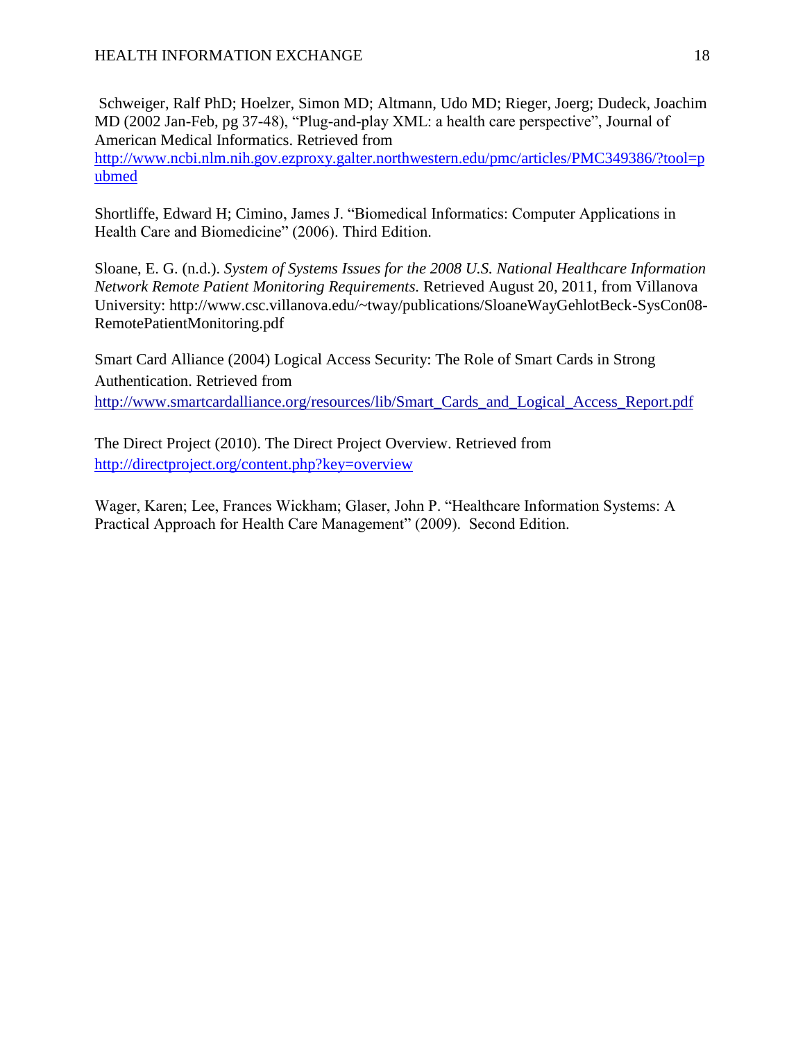Schweiger, Ralf PhD; Hoelzer, Simon MD; Altmann, Udo MD; Rieger, Joerg; Dudeck, Joachim MD (2002 Jan-Feb, pg 37-48), "Plug-and-play XML: a health care perspective", Journal of American Medical Informatics. Retrieved from http://www.ncbi.nlm.nih.gov.ezproxy.galter.northwestern.edu/pmc/articles/PMC349386/?tool=pubmed

Shortliffe, Edward H; Cimino, James J. "Biomedical Informatics: Computer Applications in Health Care and Biomedicine" (2006). Third Edition.

Sloane, E. G. (n.d.). *System of Systems Issues for the 2008 U.S. National Healthcare Information Network Remote Patient Monitoring Requirements.* Retrieved August 20, 2011, from Villanova University: http://www.csc.villanova.edu/~tway/publications/SloaneWayGehlotBeck-SysCon08-RemotePatientMonitoring.pdf

Smart Card Alliance (2004) Logical Access Security: The Role of Smart Cards in Strong Authentication. Retrieved from http://www.smartcardalliance.org/resources/lib/Smart_Cards_and_Logical_Access_Report.pdf

The Direct Project (2010). The Direct Project Overview. Retrieved from http://directproject.org/content.php?key=overview

Wager, Karen; Lee, Frances Wickham; Glaser, John P. "Healthcare Information Systems: A Practical Approach for Health Care Management" (2009). Second Edition.